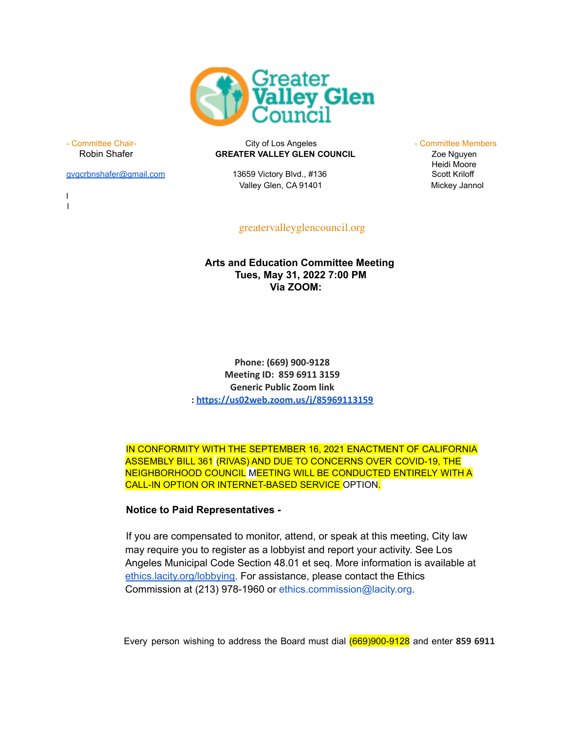Greater Valley Glen Council

- Committee Chair-
Robin Shafer

gvgcrbnshafer@gmail.com

City of Los Angeles
**GREATER VALLEY GLEN COUNCIL**

13659 Victory Blvd., #136
Valley Glen, CA 91401

- Committee Members
Zoe Nguyen
Heidi Moore
Scott Kriloff
Mickey Jannol

greatervalleyglencouncil.org

**Arts and Education Committee Meeting**
**Tues, May 31, 2022 7:00 PM**
**Via ZOOM:**

**Phone: (669) 900-9128**
**Meeting ID: 859 6911 3159**
**Generic Public Zoom link**
**: https://us02web.zoom.us/j/85969113159**

IN CONFORMITY WITH THE SEPTEMBER 16, 2021 ENACTMENT OF CALIFORNIA ASSEMBLY BILL 361 (RIVAS) AND DUE TO CONCERNS OVER COVID-19, THE NEIGHBORHOOD COUNCIL MEETING WILL BE CONDUCTED ENTIRELY WITH A CALL-IN OPTION OR INTERNET-BASED SERVICE OPTION.

**Notice to Paid Representatives -**

If you are compensated to monitor, attend, or speak at this meeting, City law may require you to register as a lobbyist and report your activity. See Los Angeles Municipal Code Section 48.01 et seq. More information is available at ethics.lacity.org/lobbying. For assistance, please contact the Ethics Commission at (213) 978-1960 or ethics.commission@lacity.org.

Every person wishing to address the Board must dial (669)900-9128 and enter **859 6911**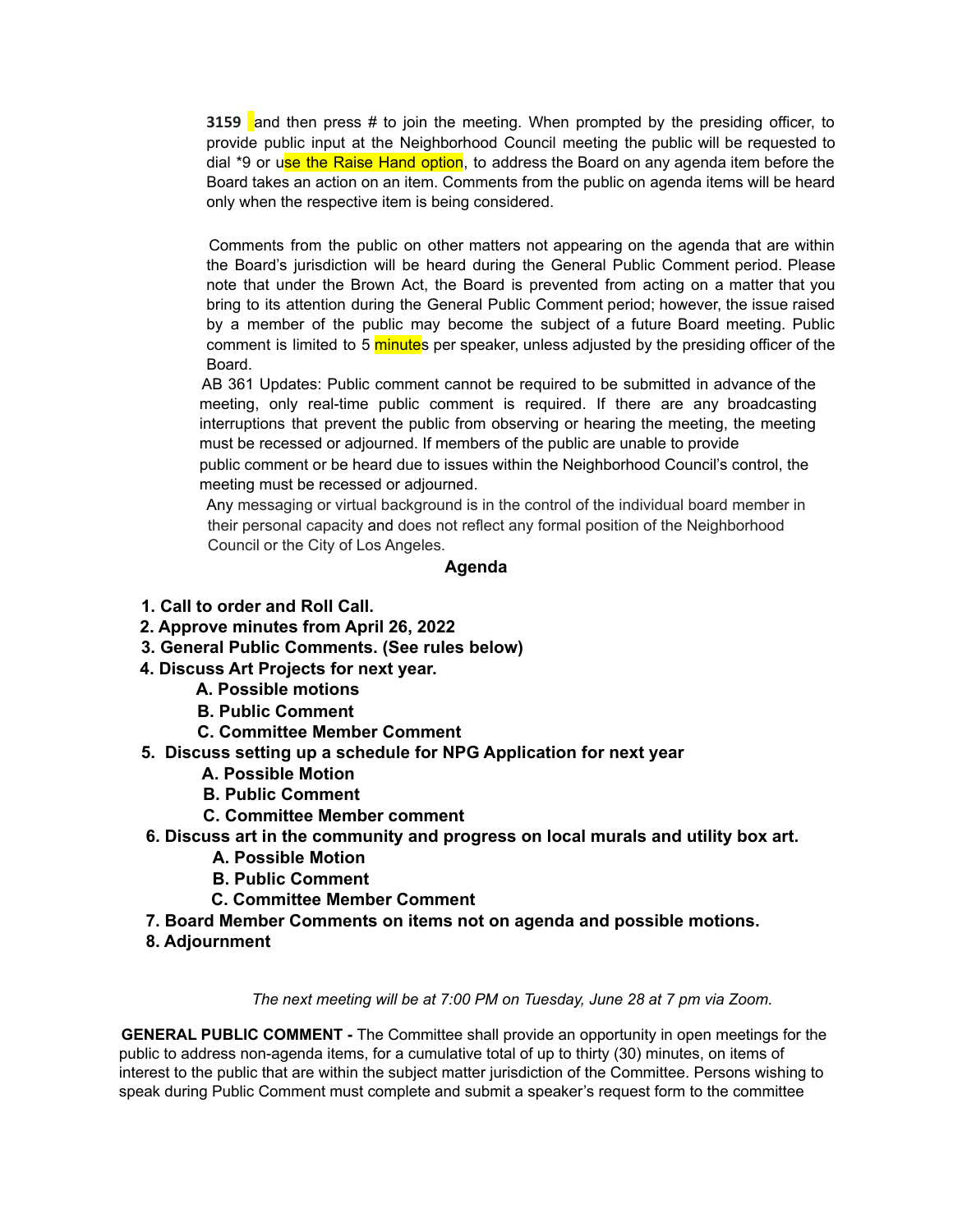**3159** and then press # to join the meeting. When prompted by the presiding officer, to provide public input at the Neighborhood Council meeting the public will be requested to dial *9 or use the Raise Hand option, to address the Board on any agenda item before the Board takes an action on an item. Comments from the public on agenda items will be heard only when the respective item is being considered.

Comments from the public on other matters not appearing on the agenda that are within the Board's jurisdiction will be heard during the General Public Comment period. Please note that under the Brown Act, the Board is prevented from acting on a matter that you bring to its attention during the General Public Comment period; however, the issue raised by a member of the public may become the subject of a future Board meeting. Public comment is limited to 5 minutes per speaker, unless adjusted by the presiding officer of the Board.

AB 361 Updates: Public comment cannot be required to be submitted in advance of the meeting, only real-time public comment is required. If there are any broadcasting interruptions that prevent the public from observing or hearing the meeting, the meeting must be recessed or adjourned. If members of the public are unable to provide public comment or be heard due to issues within the Neighborhood Council's control, the meeting must be recessed or adjourned.

Any messaging or virtual background is in the control of the individual board member in their personal capacity and does not reflect any formal position of the Neighborhood Council or the City of Los Angeles.

## Agenda

1. **Call to order and Roll Call.**
2. **Approve minutes from April 26, 2022**
3. **General Public Comments. (See rules below)**
4. **Discuss Art Projects for next year.**
   - **A. Possible motions**
   - **B. Public Comment**
   - **C. Committee Member Comment**
5. **Discuss setting up a schedule for NPG Application for next year**
   - **A. Possible Motion**
   - **B. Public Comment**
   - **C. Committee Member comment**
6. **Discuss art in the community and progress on local murals and utility box art.**
   - **A. Possible Motion**
   - **B. Public Comment**
   - **C. Committee Member Comment**
7. **Board Member Comments on items not on agenda and possible motions.**
8. **Adjournment**

*The next meeting will be at 7:00 PM on Tuesday, June 28 at 7 pm via Zoom.*

**GENERAL PUBLIC COMMENT -** The Committee shall provide an opportunity in open meetings for the public to address non-agenda items, for a cumulative total of up to thirty (30) minutes, on items of interest to the public that are within the subject matter jurisdiction of the Committee. Persons wishing to speak during Public Comment must complete and submit a speaker's request form to the committee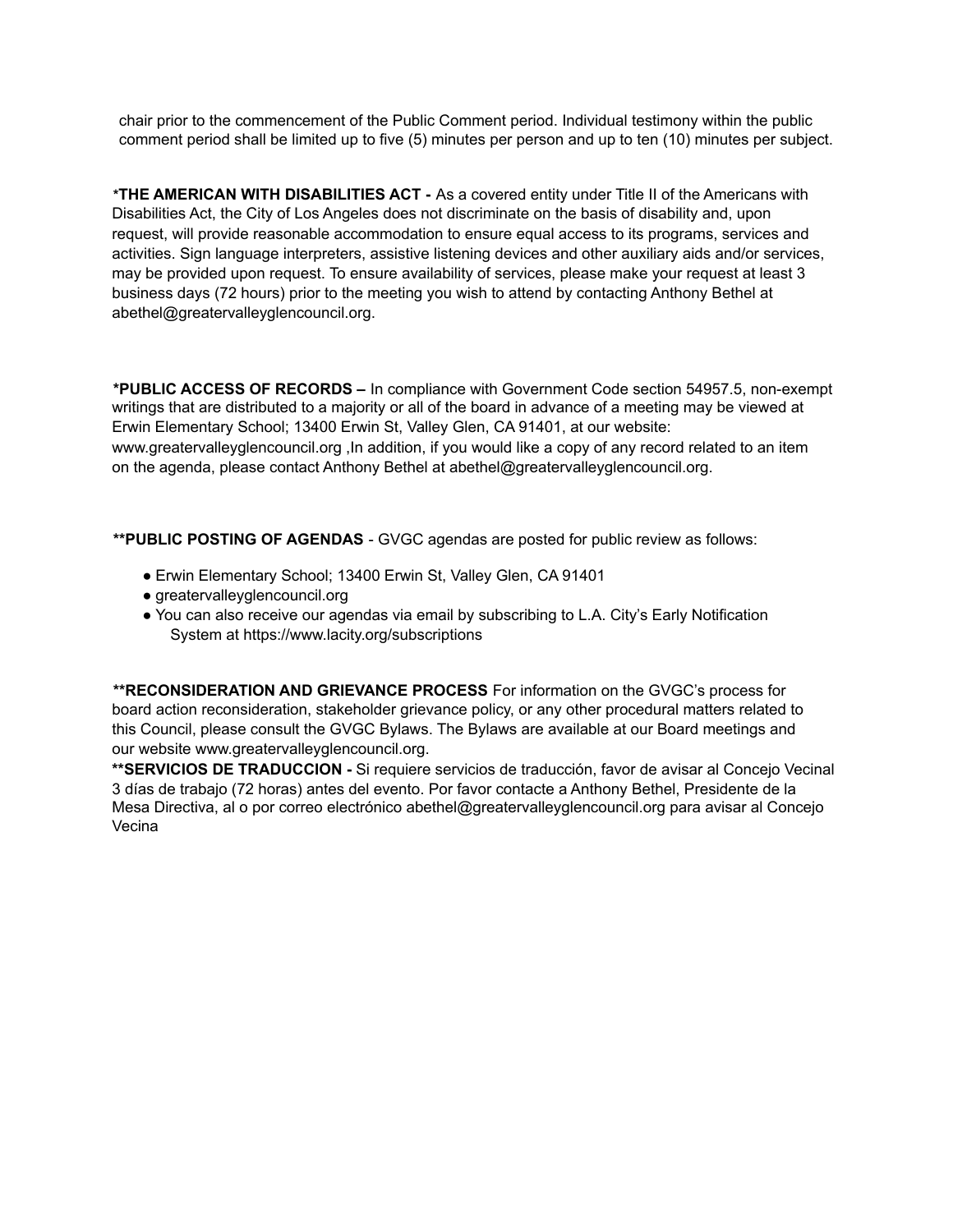chair prior to the commencement of the Public Comment period. Individual testimony within the public comment period shall be limited up to five (5) minutes per person and up to ten (10) minutes per subject.

***THE AMERICAN WITH DISABILITIES ACT -** As a covered entity under Title II of the Americans with Disabilities Act, the City of Los Angeles does not discriminate on the basis of disability and, upon request, will provide reasonable accommodation to ensure equal access to its programs, services and activities. Sign language interpreters, assistive listening devices and other auxiliary aids and/or services, may be provided upon request. To ensure availability of services, please make your request at least 3 business days (72 hours) prior to the meeting you wish to attend by contacting Anthony Bethel at abethel@greatervalleyglencouncil.org.

***PUBLIC ACCESS OF RECORDS –** In compliance with Government Code section 54957.5, non-exempt writings that are distributed to a majority or all of the board in advance of a meeting may be viewed at Erwin Elementary School; 13400 Erwin St, Valley Glen, CA 91401, at our website: www.greatervalleyglencouncil.org ,In addition, if you would like a copy of any record related to an item on the agenda, please contact Anthony Bethel at abethel@greatervalleyglencouncil.org.

****PUBLIC POSTING OF AGENDAS** - GVGC agendas are posted for public review as follows:

- Erwin Elementary School; 13400 Erwin St, Valley Glen, CA 91401
- greatervalleyglencouncil.org
- You can also receive our agendas via email by subscribing to L.A. City's Early Notification System at https://www.lacity.org/subscriptions

****RECONSIDERATION AND GRIEVANCE PROCESS** For information on the GVGC's process for board action reconsideration, stakeholder grievance policy, or any other procedural matters related to this Council, please consult the GVGC Bylaws. The Bylaws are available at our Board meetings and our website www.greatervalleyglencouncil.org.

****SERVICIOS DE TRADUCCION -** Si requiere servicios de traducción, favor de avisar al Concejo Vecinal 3 días de trabajo (72 horas) antes del evento. Por favor contacte a Anthony Bethel, Presidente de la Mesa Directiva, al o por correo electrónico abethel@greatervalleyglencouncil.org para avisar al Concejo Vecina